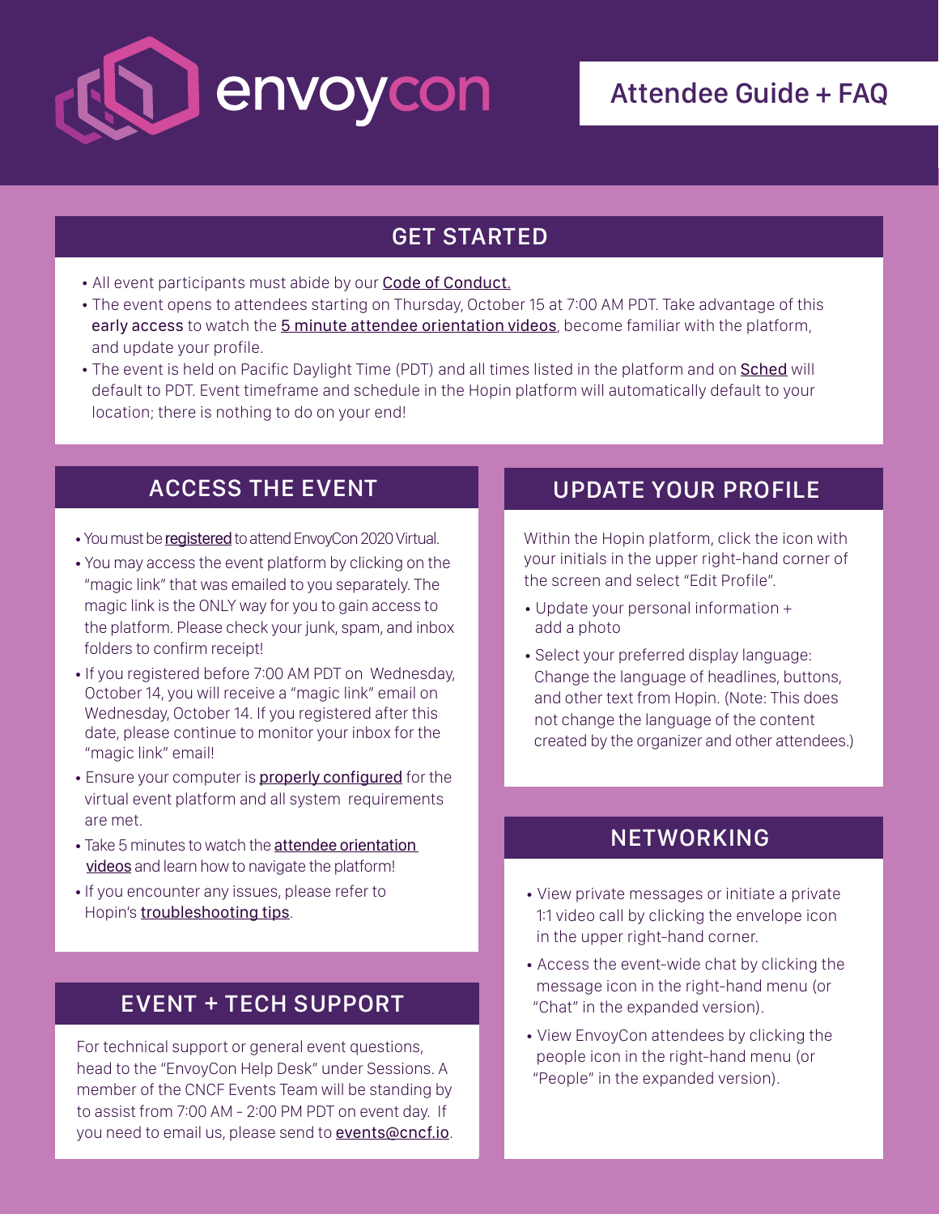# envoycon

## Attendee Guide + FAQ

## GET STARTED

- All event participants must abide by our Code of Conduct.
- The event opens to attendees starting on Thursday, October 15 at 7:00 AM PDT. Take advantage of this early access to watch the 5 minute attendee orientation videos, become familiar with the platform, and update your profile.
- The event is held on Pacific Daylight Time (PDT) and all times listed in the platform and on Sched will default to PDT. Event timeframe and schedule in the Hopin platform will automatically default to your location; there is nothing to do on your end!

## ACCESS THE EVENT

- You must be registered to attend EnvoyCon 2020 Virtual.
- You may access the event platform by clicking on the "magic link" that was emailed to you separately. The magic link is the ONLY way for you to gain access to the platform. Please check your junk, spam, and inbox folders to confirm receipt!
- If you registered before 7:00 AM PDT on Wednesday, October 14, you will receive a "magic link" email on Wednesday, October 14. If you registered after this date, please continue to monitor your inbox for the "magic link" email!
- Ensure your computer is properly configured for the virtual event platform and all system requirements are met.
- Take 5 minutes to watch the attendee orientation videos and learn how to navigate the platform!
- If you encounter any issues, please refer to Hopin's troubleshooting tips.

## EVENT + TECH SUPPORT

For technical support or general event questions, head to the "EnvoyCon Help Desk" under Sessions. A member of the CNCF Events Team will be standing by to assist from 7:00 AM - 2:00 PM PDT on event day. If you need to email us, please send to events@cncf.io.

## UPDATE YOUR PROFILE

Within the Hopin platform, click the icon with your initials in the upper right-hand corner of the screen and select "Edit Profile".

- Update your personal information + add a photo
- Select your preferred display language: Change the language of headlines, buttons, and other text from Hopin. (Note: This does not change the language of the content created by the organizer and other attendees.)

## NETWORKING

- View private messages or initiate a private 1:1 video call by clicking the envelope icon in the upper right-hand corner.
- Access the event-wide chat by clicking the message icon in the right-hand menu (or "Chat" in the expanded version).
- View EnvoyCon attendees by clicking the people icon in the right-hand menu (or "People" in the expanded version).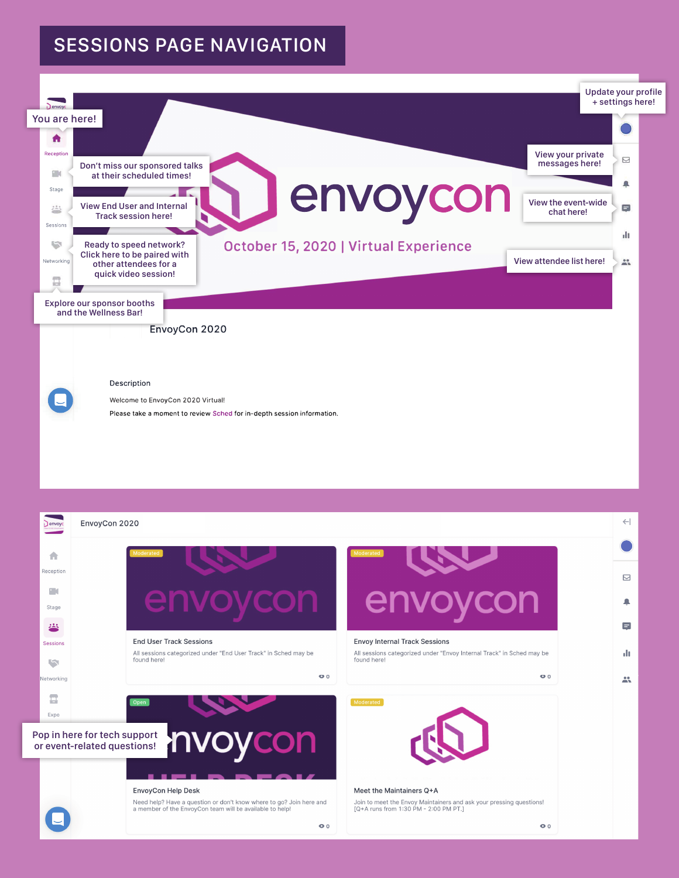# SESSIONS PAGE NAVIGATION

You are here!

Reception

Don't miss our sponsored talks at their scheduled times!

Stage

View End User and Internal Track session here!

Sessions

Ready to speed network? Click here to be paired with other attendees for a quick video session!

Networking

Explore our sponsor booths and the Wellness Bar!

Update your profile + settings here!

View your private messages here!

View the event-wide chat here!

View attendee list here!

envoycon

October 15, 2020 | Virtual Experience

EnvoyCon 2020

Description

Welcome to EnvoyCon 2020 Virtual!

Please take a moment to review Sched for in-depth session information.

---

EnvoyCon 2020

Reception

Stage

Sessions

Networking

Expo

Moderated

End User Track Sessions

All sessions categorized under "End User Track" in Sched may be found here!

0

Moderated

Envoy Internal Track Sessions

All sessions categorized under "Envoy Internal Track" in Sched may be found here!

0

Open

EnvoyCon Help Desk

Need help? Have a question or don't know where to go? Join here and a member of the EnvoyCon team will be available to help!

0

Moderated

Meet the Maintainers Q+A

Join to meet the Envoy Maintainers and ask your pressing questions! [Q+A runs from 1:30 PM - 2:00 PM PT.]

0

Pop in here for tech support or event-related questions!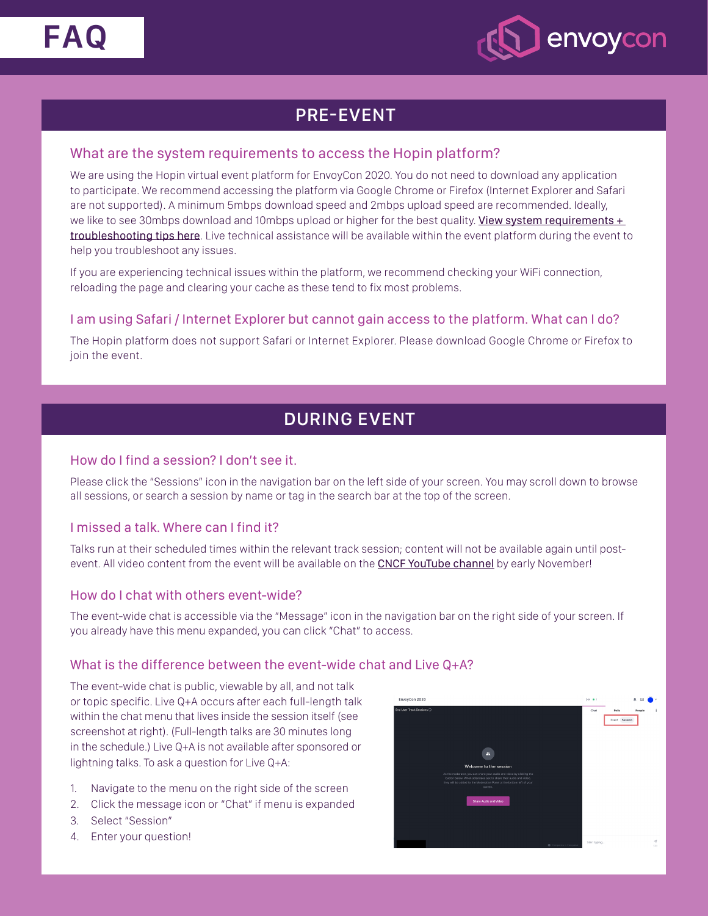# FAQ

envoycon

## PRE-EVENT

### What are the system requirements to access the Hopin platform?

We are using the Hopin virtual event platform for EnvoyCon 2020. You do not need to download any application to participate. We recommend accessing the platform via Google Chrome or Firefox (Internet Explorer and Safari are not supported). A minimum 5mbps download speed and 2mbps upload speed are recommended. Ideally, we like to see 30mbps download and 10mbps upload or higher for the best quality. View system requirements + troubleshooting tips here. Live technical assistance will be available within the event platform during the event to help you troubleshoot any issues.

If you are experiencing technical issues within the platform, we recommend checking your WiFi connection, reloading the page and clearing your cache as these tend to fix most problems.

### I am using Safari / Internet Explorer but cannot gain access to the platform. What can I do?

The Hopin platform does not support Safari or Internet Explorer. Please download Google Chrome or Firefox to join the event.

## DURING EVENT

### How do I find a session? I don't see it.

Please click the "Sessions" icon in the navigation bar on the left side of your screen. You may scroll down to browse all sessions, or search a session by name or tag in the search bar at the top of the screen.

### I missed a talk. Where can I find it?

Talks run at their scheduled times within the relevant track session; content will not be available again until post-event. All video content from the event will be available on the CNCF YouTube channel by early November!

### How do I chat with others event-wide?

The event-wide chat is accessible via the "Message" icon in the navigation bar on the right side of your screen. If you already have this menu expanded, you can click "Chat" to access.

### What is the difference between the event-wide chat and Live Q+A?

The event-wide chat is public, viewable by all, and not talk or topic specific. Live Q+A occurs after each full-length talk within the chat menu that lives inside the session itself (see screenshot at right). (Full-length talks are 30 minutes long in the schedule.) Live Q+A is not available after sponsored or lightning talks. To ask a question for Live Q+A:

1. Navigate to the menu on the right side of the screen
2. Click the message icon or "Chat" if menu is expanded
3. Select "Session"
4. Enter your question!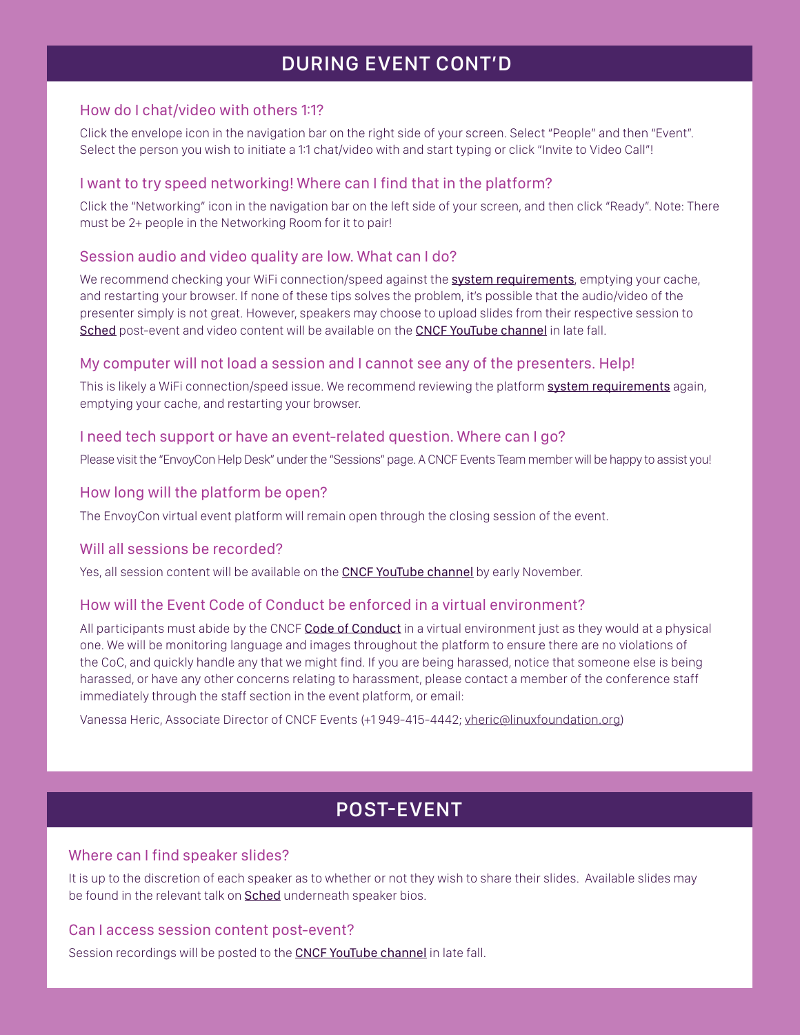## DURING EVENT CONT'D

### How do I chat/video with others 1:1?

Click the envelope icon in the navigation bar on the right side of your screen. Select "People" and then "Event". Select the person you wish to initiate a 1:1 chat/video with and start typing or click "Invite to Video Call"!

### I want to try speed networking! Where can I find that in the platform?

Click the "Networking" icon in the navigation bar on the left side of your screen, and then click "Ready". Note: There must be 2+ people in the Networking Room for it to pair!

### Session audio and video quality are low. What can I do?

We recommend checking your WiFi connection/speed against the system requirements, emptying your cache, and restarting your browser. If none of these tips solves the problem, it's possible that the audio/video of the presenter simply is not great. However, speakers may choose to upload slides from their respective session to Sched post-event and video content will be available on the CNCF YouTube channel in late fall.

### My computer will not load a session and I cannot see any of the presenters. Help!

This is likely a WiFi connection/speed issue. We recommend reviewing the platform system requirements again, emptying your cache, and restarting your browser.

### I need tech support or have an event-related question. Where can I go?

Please visit the "EnvoyCon Help Desk" under the "Sessions" page. A CNCF Events Team member will be happy to assist you!

### How long will the platform be open?

The EnvoyCon virtual event platform will remain open through the closing session of the event.

### Will all sessions be recorded?

Yes, all session content will be available on the CNCF YouTube channel by early November.

### How will the Event Code of Conduct be enforced in a virtual environment?

All participants must abide by the CNCF Code of Conduct in a virtual environment just as they would at a physical one. We will be monitoring language and images throughout the platform to ensure there are no violations of the CoC, and quickly handle any that we might find. If you are being harassed, notice that someone else is being harassed, or have any other concerns relating to harassment, please contact a member of the conference staff immediately through the staff section in the event platform, or email:

Vanessa Heric, Associate Director of CNCF Events (+1 949-415-4442; vheric@linuxfoundation.org)

## POST-EVENT

### Where can I find speaker slides?

It is up to the discretion of each speaker as to whether or not they wish to share their slides. Available slides may be found in the relevant talk on Sched underneath speaker bios.

### Can I access session content post-event?

Session recordings will be posted to the CNCF YouTube channel in late fall.